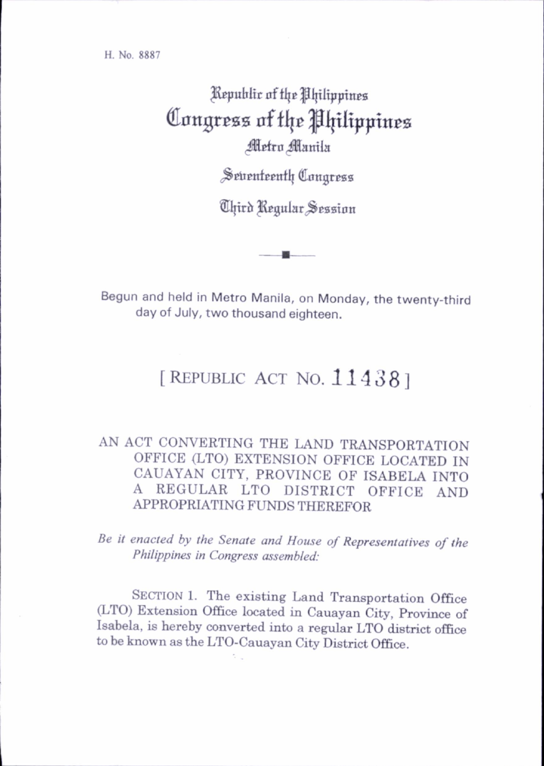H. No. 8887

# Republic of the Philippines
# Congress of the Philippines
## Metro Manila

## Seventeenth Congress

## Third Regular Session

Begun and held in Metro Manila, on Monday, the twenty-third day of July, two thousand eighteen.

# [ REPUBLIC ACT NO. 11438 ]

AN ACT CONVERTING THE LAND TRANSPORTATION OFFICE (LTO) EXTENSION OFFICE LOCATED IN CAUAYAN CITY, PROVINCE OF ISABELA INTO A REGULAR LTO DISTRICT OFFICE AND APPROPRIATING FUNDS THEREFOR

*Be it enacted by the Senate and House of Representatives of the Philippines in Congress assembled:*

SECTION 1. The existing Land Transportation Office (LTO) Extension Office located in Cauayan City, Province of Isabela, is hereby converted into a regular LTO district office to be known as the LTO-Cauayan City District Office.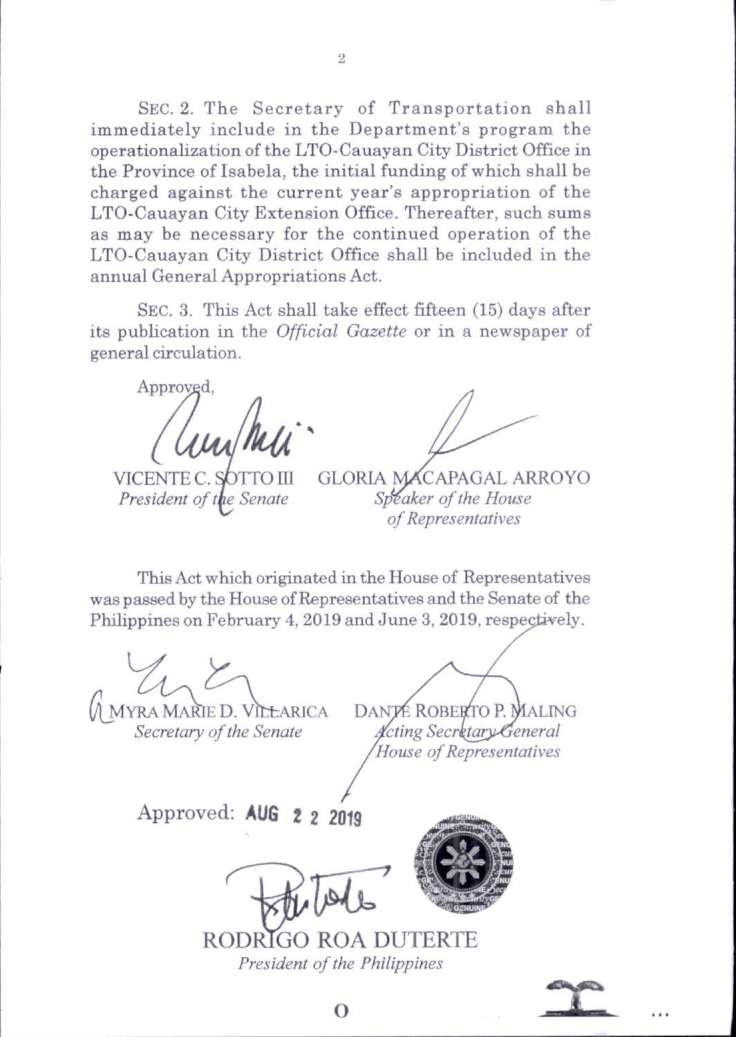SEC. 2. The Secretary of Transportation shall immediately include in the Department's program the operationalization of the LTO-Cauayan City District Office in the Province of Isabela, the initial funding of which shall be charged against the current year's appropriation of the LTO-Cauayan City Extension Office. Thereafter, such sums as may be necessary for the continued operation of the LTO-Cauayan City District Office shall be included in the annual General Appropriations Act.

SEC. 3. This Act shall take effect fifteen (15) days after its publication in the *Official Gazette* or in a newspaper of general circulation.

Approved,

VICENTE C. SOTTO III
*President of the Senate*

GLORIA MACAPAGAL ARROYO
*Speaker of the House of Representatives*

This Act which originated in the House of Representatives was passed by the House of Representatives and the Senate of the Philippines on February 4, 2019 and June 3, 2019, respectively.

MYRA MARIE D. VILLARICA
*Secretary of the Senate*

DANTE ROBERTO P. MALING
*Acting Secretary General*
*House of Representatives*

Approved: AUG 2 2 2019

RODRIGO ROA DUTERTE
*President of the Philippines*

O